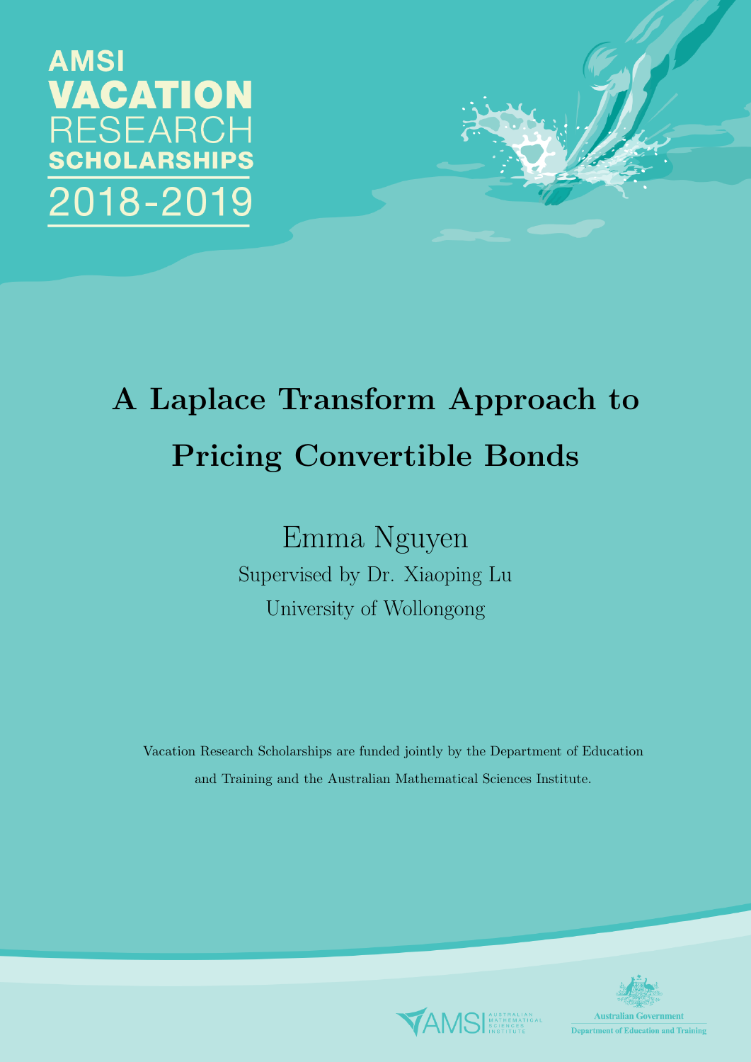AMSI
VACATION
RESEARCH
SCHOLARSHIPS
2018-2019

# A Laplace Transform Approach to Pricing Convertible Bonds

Emma Nguyen

Supervised by Dr. Xiaoping Lu

University of Wollongong

Vacation Research Scholarships are funded jointly by the Department of Education and Training and the Australian Mathematical Sciences Institute.

AMSI AUSTRALIAN MATHEMATICAL SCIENCES INSTITUTE

Australian Government
Department of Education and Training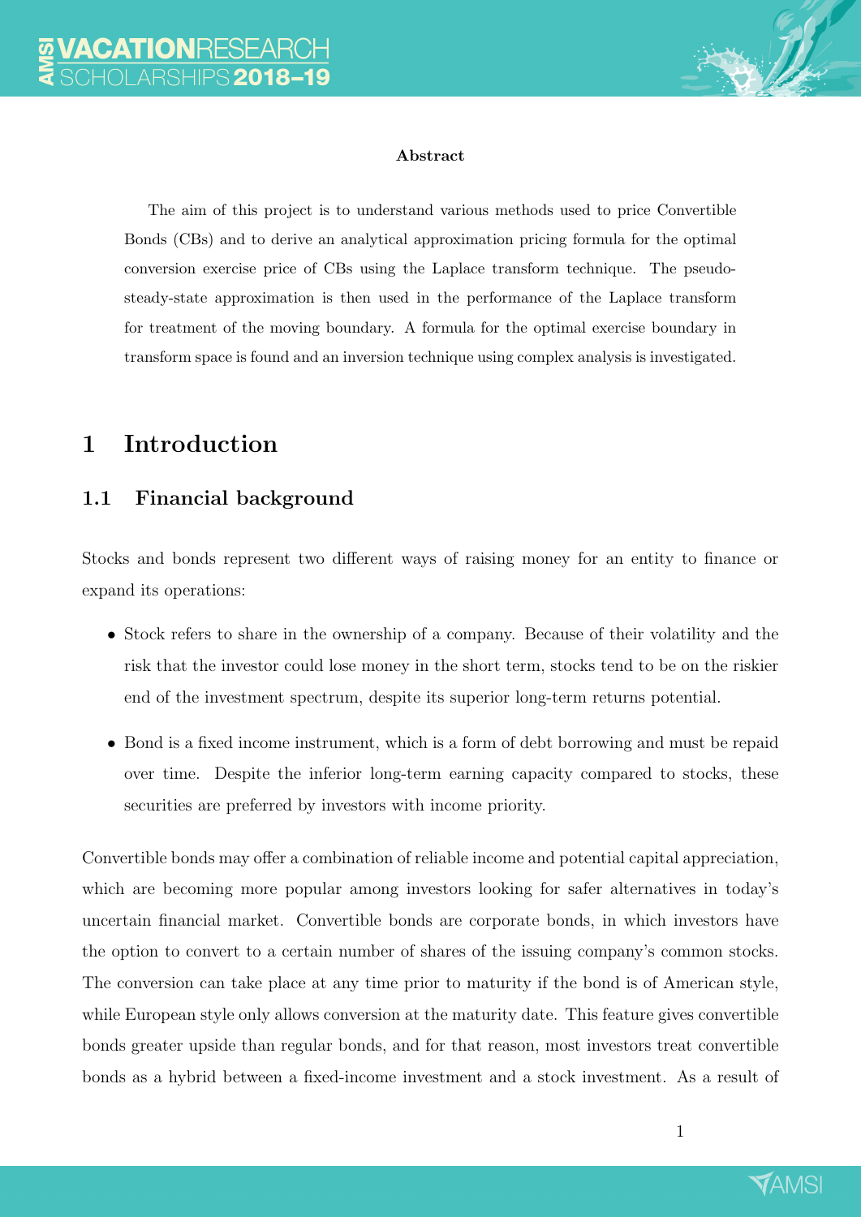#### Abstract

The aim of this project is to understand various methods used to price Convertible Bonds (CBs) and to derive an analytical approximation pricing formula for the optimal conversion exercise price of CBs using the Laplace transform technique. The pseudo-steady-state approximation is then used in the performance of the Laplace transform for treatment of the moving boundary. A formula for the optimal exercise boundary in transform space is found and an inversion technique using complex analysis is investigated.

# 1 Introduction

## 1.1 Financial background

Stocks and bonds represent two different ways of raising money for an entity to finance or expand its operations:

- Stock refers to share in the ownership of a company. Because of their volatility and the risk that the investor could lose money in the short term, stocks tend to be on the riskier end of the investment spectrum, despite its superior long-term returns potential.
- Bond is a fixed income instrument, which is a form of debt borrowing and must be repaid over time. Despite the inferior long-term earning capacity compared to stocks, these securities are preferred by investors with income priority.

Convertible bonds may offer a combination of reliable income and potential capital appreciation, which are becoming more popular among investors looking for safer alternatives in today's uncertain financial market. Convertible bonds are corporate bonds, in which investors have the option to convert to a certain number of shares of the issuing company's common stocks. The conversion can take place at any time prior to maturity if the bond is of American style, while European style only allows conversion at the maturity date. This feature gives convertible bonds greater upside than regular bonds, and for that reason, most investors treat convertible bonds as a hybrid between a fixed-income investment and a stock investment. As a result of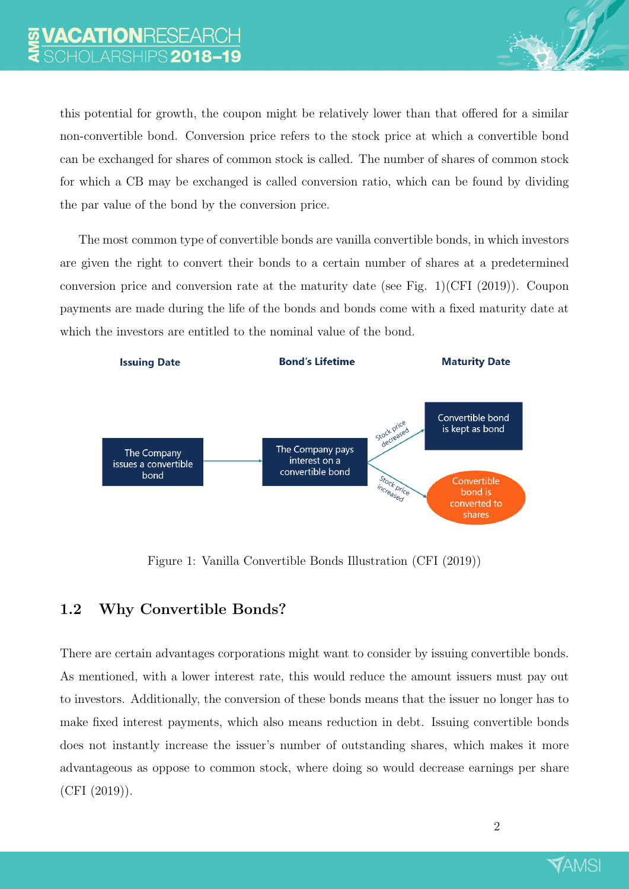this potential for growth, the coupon might be relatively lower than that offered for a similar non-convertible bond. Conversion price refers to the stock price at which a convertible bond can be exchanged for shares of common stock is called. The number of shares of common stock for which a CB may be exchanged is called conversion ratio, which can be found by dividing the par value of the bond by the conversion price.

The most common type of convertible bonds are vanilla convertible bonds, in which investors are given the right to convert their bonds to a certain number of shares at a predetermined conversion price and conversion rate at the maturity date (see Fig. 1)(CFI (2019)). Coupon payments are made during the life of the bonds and bonds come with a fixed maturity date at which the investors are entitled to the nominal value of the bond.

**Issuing Date** — **Bond's Lifetime** — **Maturity Date**

The Company issues a convertible bond → The Company pays interest on a convertible bond → Stock price decreased → Convertible bond is kept as bond

The Company pays interest on a convertible bond → Stock price increased → Convertible bond is converted to shares

Figure 1: Vanilla Convertible Bonds Illustration (CFI (2019))

## 1.2 Why Convertible Bonds?

There are certain advantages corporations might want to consider by issuing convertible bonds. As mentioned, with a lower interest rate, this would reduce the amount issuers must pay out to investors. Additionally, the conversion of these bonds means that the issuer no longer has to make fixed interest payments, which also means reduction in debt. Issuing convertible bonds does not instantly increase the issuer's number of outstanding shares, which makes it more advantageous as oppose to common stock, where doing so would decrease earnings per share (CFI (2019)).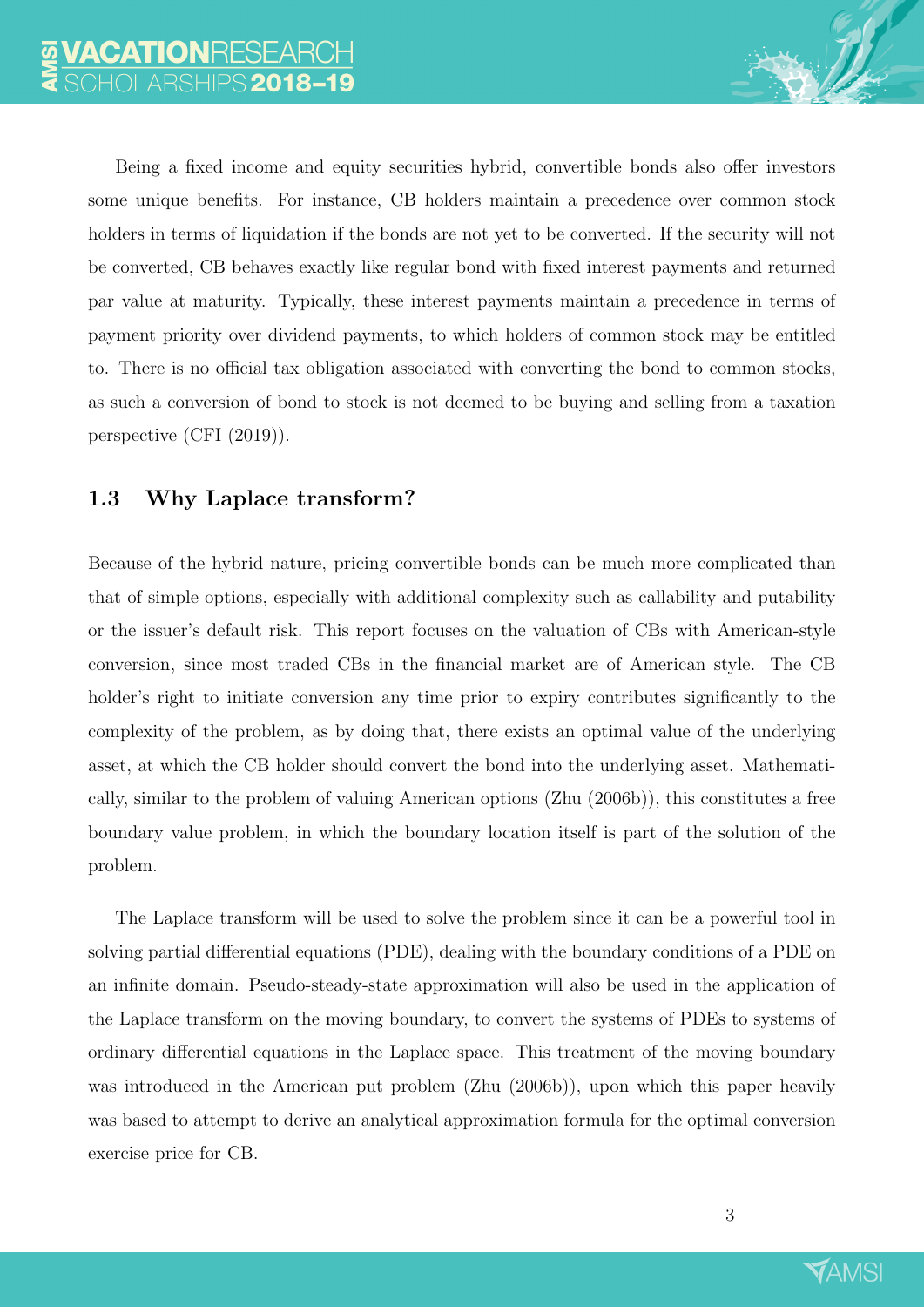Being a fixed income and equity securities hybrid, convertible bonds also offer investors some unique benefits. For instance, CB holders maintain a precedence over common stock holders in terms of liquidation if the bonds are not yet to be converted. If the security will not be converted, CB behaves exactly like regular bond with fixed interest payments and returned par value at maturity. Typically, these interest payments maintain a precedence in terms of payment priority over dividend payments, to which holders of common stock may be entitled to. There is no official tax obligation associated with converting the bond to common stocks, as such a conversion of bond to stock is not deemed to be buying and selling from a taxation perspective (CFI (2019)).

## 1.3 Why Laplace transform?

Because of the hybrid nature, pricing convertible bonds can be much more complicated than that of simple options, especially with additional complexity such as callability and putability or the issuer's default risk. This report focuses on the valuation of CBs with American-style conversion, since most traded CBs in the financial market are of American style. The CB holder's right to initiate conversion any time prior to expiry contributes significantly to the complexity of the problem, as by doing that, there exists an optimal value of the underlying asset, at which the CB holder should convert the bond into the underlying asset. Mathematically, similar to the problem of valuing American options (Zhu (2006b)), this constitutes a free boundary value problem, in which the boundary location itself is part of the solution of the problem.

The Laplace transform will be used to solve the problem since it can be a powerful tool in solving partial differential equations (PDE), dealing with the boundary conditions of a PDE on an infinite domain. Pseudo-steady-state approximation will also be used in the application of the Laplace transform on the moving boundary, to convert the systems of PDEs to systems of ordinary differential equations in the Laplace space. This treatment of the moving boundary was introduced in the American put problem (Zhu (2006b)), upon which this paper heavily was based to attempt to derive an analytical approximation formula for the optimal conversion exercise price for CB.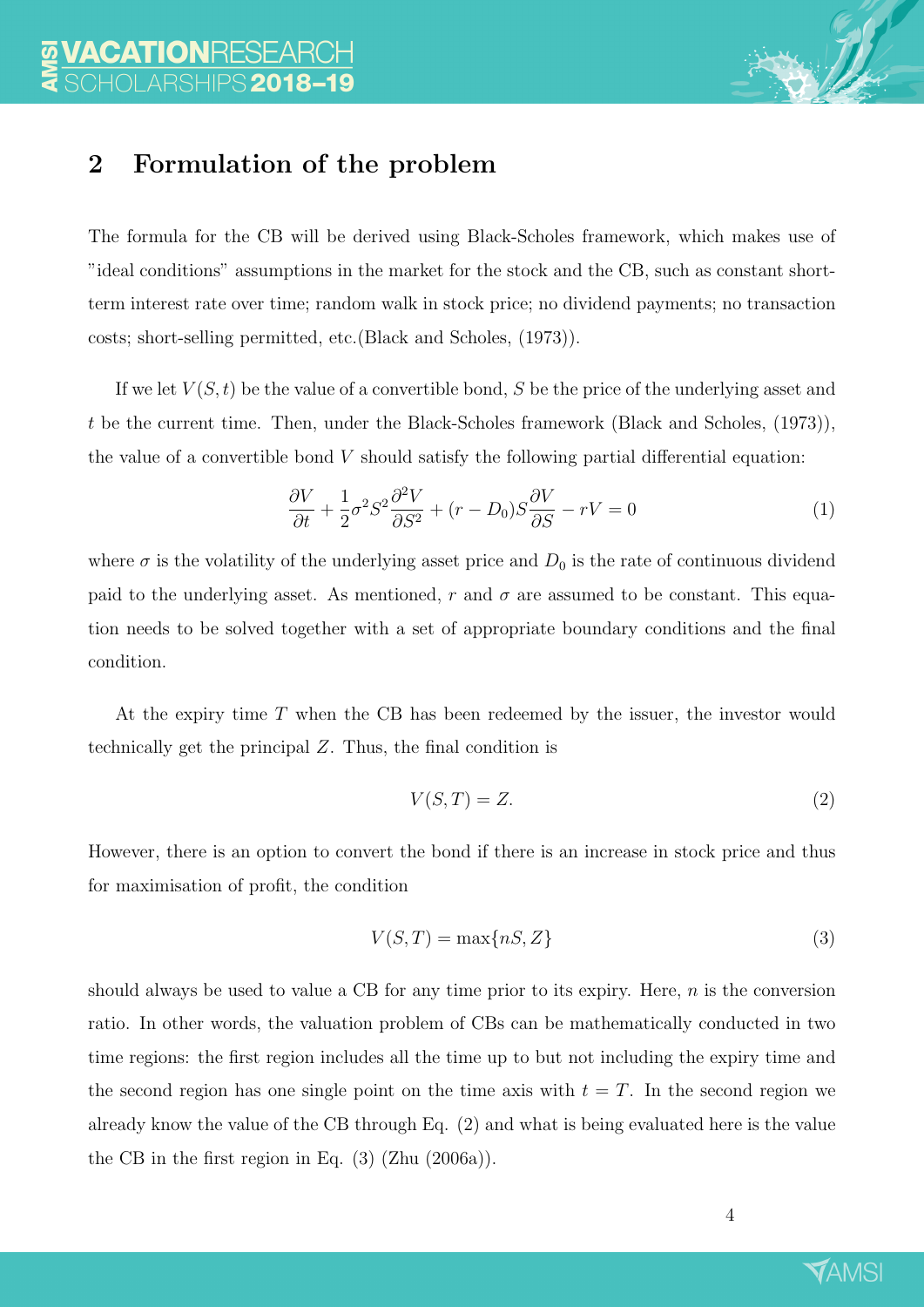## 2 Formulation of the problem

The formula for the CB will be derived using Black-Scholes framework, which makes use of "ideal conditions" assumptions in the market for the stock and the CB, such as constant short-term interest rate over time; random walk in stock price; no dividend payments; no transaction costs; short-selling permitted, etc.(Black and Scholes, (1973)).

If we let $V(S,t)$ be the value of a convertible bond, $S$ be the price of the underlying asset and $t$ be the current time. Then, under the Black-Scholes framework (Black and Scholes, (1973)), the value of a convertible bond $V$ should satisfy the following partial differential equation:

$$\frac{\partial V}{\partial t} + \frac{1}{2}\sigma^2 S^2 \frac{\partial^2 V}{\partial S^2} + (r - D_0) S \frac{\partial V}{\partial S} - rV = 0 \tag{1}$$

where $\sigma$ is the volatility of the underlying asset price and $D_0$ is the rate of continuous dividend paid to the underlying asset. As mentioned, $r$ and $\sigma$ are assumed to be constant. This equation needs to be solved together with a set of appropriate boundary conditions and the final condition.

At the expiry time $T$ when the CB has been redeemed by the issuer, the investor would technically get the principal $Z$. Thus, the final condition is

$$V(S,T) = Z. \tag{2}$$

However, there is an option to convert the bond if there is an increase in stock price and thus for maximisation of profit, the condition

$$V(S,T) = \max\{nS, Z\} \tag{3}$$

should always be used to value a CB for any time prior to its expiry. Here, $n$ is the conversion ratio. In other words, the valuation problem of CBs can be mathematically conducted in two time regions: the first region includes all the time up to but not including the expiry time and the second region has one single point on the time axis with $t = T$. In the second region we already know the value of the CB through Eq. (2) and what is being evaluated here is the value the CB in the first region in Eq. (3) (Zhu (2006a)).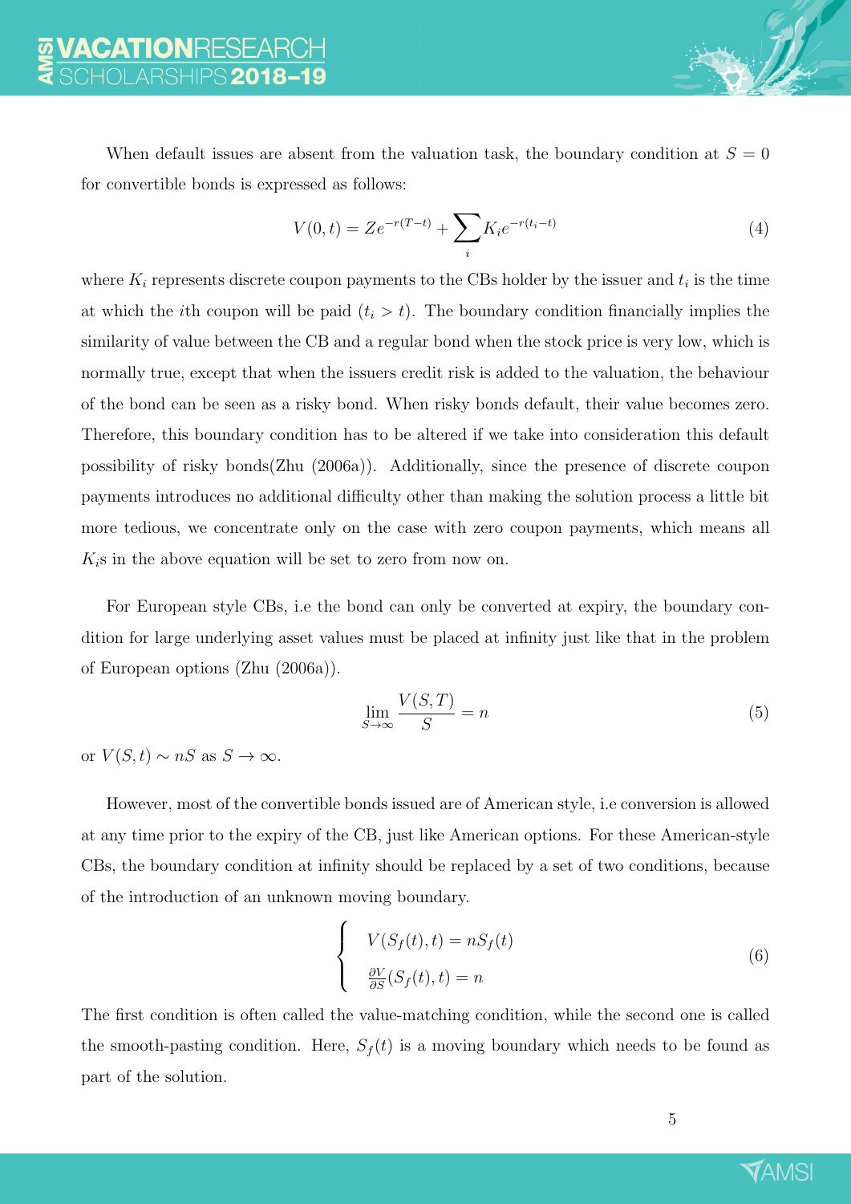When default issues are absent from the valuation task, the boundary condition at $S = 0$ for convertible bonds is expressed as follows:

$$V(0,t) = Ze^{-r(T-t)} + \sum_{i} K_i e^{-r(t_i - t)} \tag{4}$$

where $K_i$ represents discrete coupon payments to the CBs holder by the issuer and $t_i$ is the time at which the $i$th coupon will be paid ($t_i > t$). The boundary condition financially implies the similarity of value between the CB and a regular bond when the stock price is very low, which is normally true, except that when the issuers credit risk is added to the valuation, the behaviour of the bond can be seen as a risky bond. When risky bonds default, their value becomes zero. Therefore, this boundary condition has to be altered if we take into consideration this default possibility of risky bonds(Zhu (2006a)). Additionally, since the presence of discrete coupon payments introduces no additional difficulty other than making the solution process a little bit more tedious, we concentrate only on the case with zero coupon payments, which means all $K_i$s in the above equation will be set to zero from now on.

For European style CBs, i.e the bond can only be converted at expiry, the boundary condition for large underlying asset values must be placed at infinity just like that in the problem of European options (Zhu (2006a)).

$$\lim_{S \to \infty} \frac{V(S,T)}{S} = n \tag{5}$$

or $V(S,t) \sim nS$ as $S \to \infty$.

However, most of the convertible bonds issued are of American style, i.e conversion is allowed at any time prior to the expiry of the CB, just like American options. For these American-style CBs, the boundary condition at infinity should be replaced by a set of two conditions, because of the introduction of an unknown moving boundary.

$$\begin{cases} V(S_f(t),t) = nS_f(t) \\ \frac{\partial V}{\partial S}(S_f(t),t) = n \end{cases} \tag{6}$$

The first condition is often called the value-matching condition, while the second one is called the smooth-pasting condition. Here, $S_f(t)$ is a moving boundary which needs to be found as part of the solution.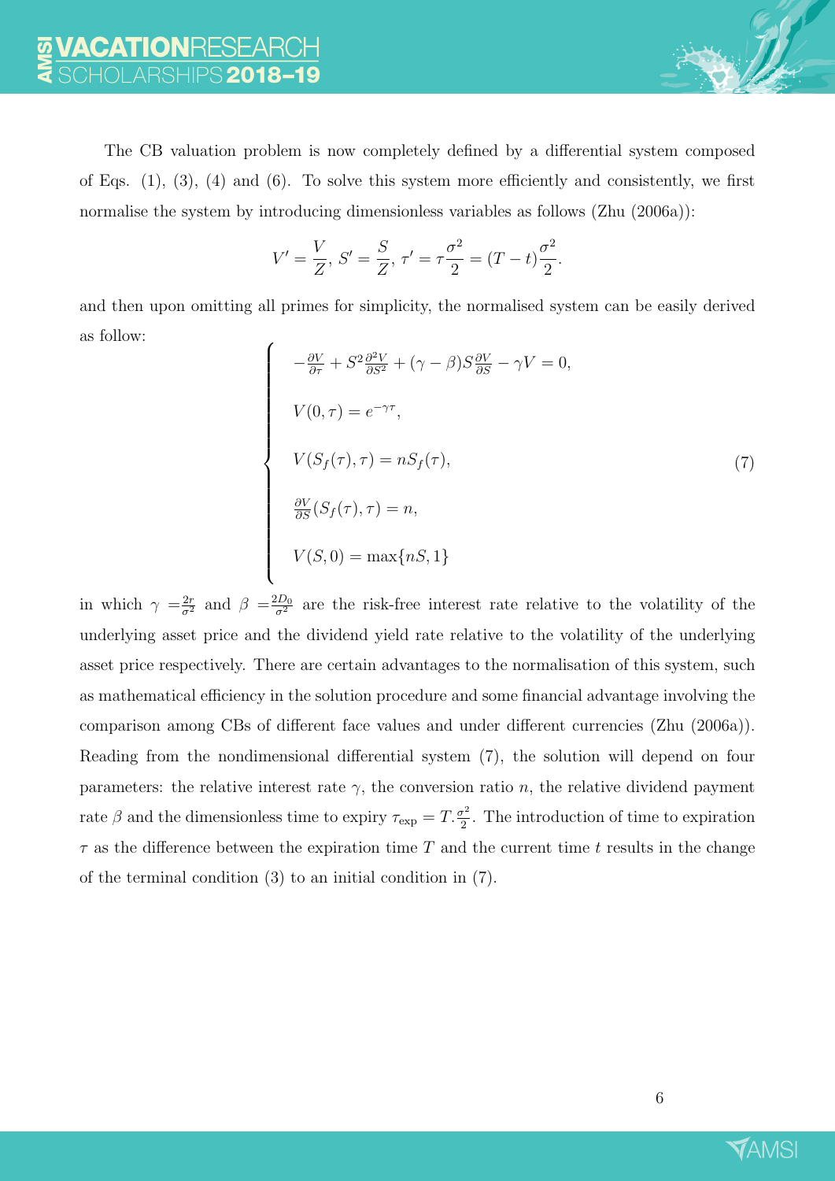The CB valuation problem is now completely defined by a differential system composed of Eqs. (1), (3), (4) and (6). To solve this system more efficiently and consistently, we first normalise the system by introducing dimensionless variables as follows (Zhu (2006a)):

$$V' = \frac{V}{Z},\ S' = \frac{S}{Z},\ \tau' = \tau\frac{\sigma^2}{2} = (T-t)\frac{\sigma^2}{2}.$$

and then upon omitting all primes for simplicity, the normalised system can be easily derived as follow:

$$\begin{cases} -\frac{\partial V}{\partial \tau} + S^2\frac{\partial^2 V}{\partial S^2} + (\gamma - \beta)S\frac{\partial V}{\partial S} - \gamma V = 0, \\ V(0,\tau) = e^{-\gamma\tau}, \\ V(S_f(\tau),\tau) = nS_f(\tau), \\ \frac{\partial V}{\partial S}(S_f(\tau),\tau) = n, \\ V(S,0) = \max\{nS, 1\} \end{cases} \tag{7}$$

in which $\gamma = \frac{2r}{\sigma^2}$ and $\beta = \frac{2D_0}{\sigma^2}$ are the risk-free interest rate relative to the volatility of the underlying asset price and the dividend yield rate relative to the volatility of the underlying asset price respectively. There are certain advantages to the normalisation of this system, such as mathematical efficiency in the solution procedure and some financial advantage involving the comparison among CBs of different face values and under different currencies (Zhu (2006a)). Reading from the nondimensional differential system (7), the solution will depend on four parameters: the relative interest rate $\gamma$, the conversion ratio $n$, the relative dividend payment rate $\beta$ and the dimensionless time to expiry $\tau_{\text{exp}} = T.\frac{\sigma^2}{2}$. The introduction of time to expiration $\tau$ as the difference between the expiration time $T$ and the current time $t$ results in the change of the terminal condition (3) to an initial condition in (7).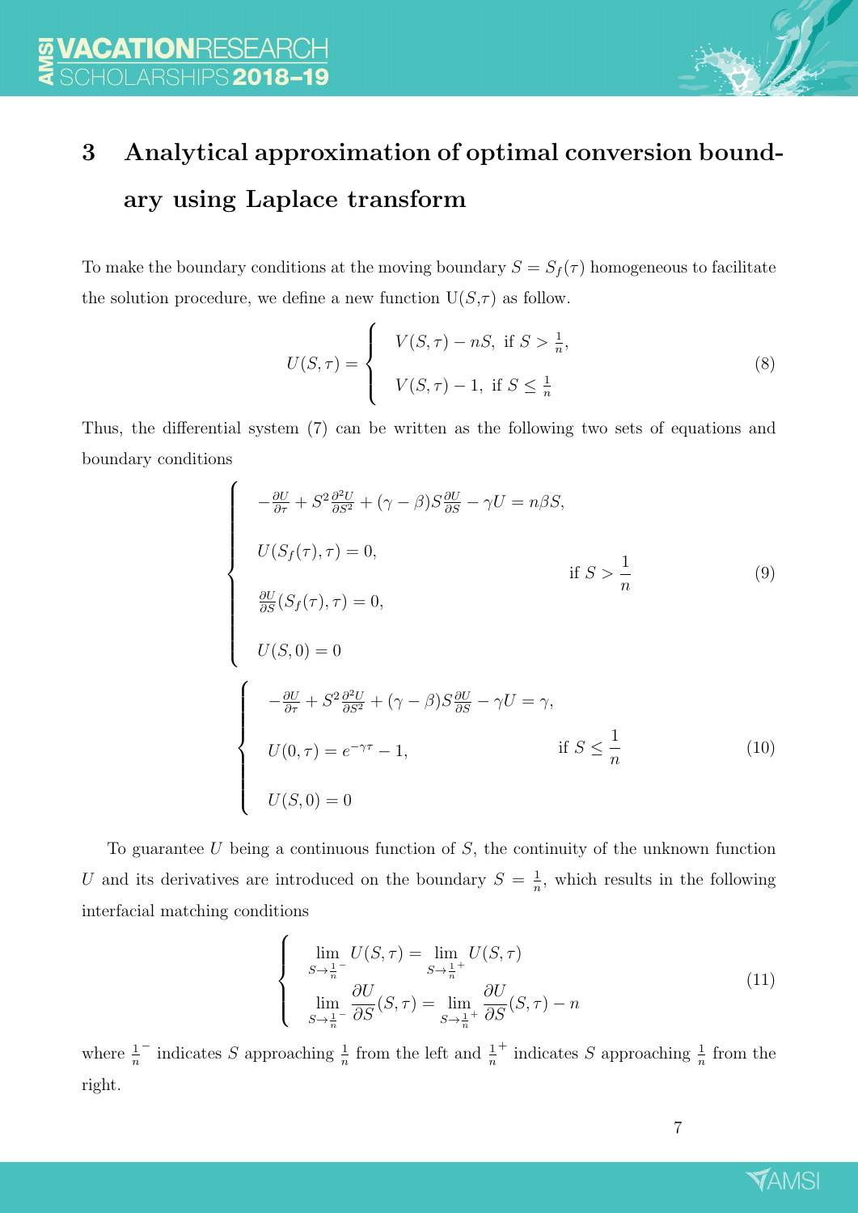## 3 Analytical approximation of optimal conversion boundary using Laplace transform

To make the boundary conditions at the moving boundary $S = S_f(\tau)$ homogeneous to facilitate the solution procedure, we define a new function U($S$,$\tau$) as follow.

$$U(S,\tau) = \begin{cases} V(S,\tau) - nS, \text{ if } S > \frac{1}{n}, \\ V(S,\tau) - 1, \text{ if } S \leq \frac{1}{n} \end{cases} \tag{8}$$

Thus, the differential system (7) can be written as the following two sets of equations and boundary conditions

$$\begin{cases} -\frac{\partial U}{\partial \tau} + S^2 \frac{\partial^2 U}{\partial S^2} + (\gamma - \beta) S \frac{\partial U}{\partial S} - \gamma U = n\beta S, \\ U(S_f(\tau), \tau) = 0, \\ \frac{\partial U}{\partial S}(S_f(\tau), \tau) = 0, \\ U(S, 0) = 0 \end{cases} \quad \text{if } S > \frac{1}{n} \tag{9}$$

$$\begin{cases} -\frac{\partial U}{\partial \tau} + S^2 \frac{\partial^2 U}{\partial S^2} + (\gamma - \beta) S \frac{\partial U}{\partial S} - \gamma U = \gamma, \\ U(0, \tau) = e^{-\gamma\tau} - 1, \\ U(S, 0) = 0 \end{cases} \quad \text{if } S \leq \frac{1}{n} \tag{10}$$

To guarantee $U$ being a continuous function of $S$, the continuity of the unknown function $U$ and its derivatives are introduced on the boundary $S = \frac{1}{n}$, which results in the following interfacial matching conditions

$$\begin{cases} \lim\limits_{S \to \frac{1}{n}^-} U(S, \tau) = \lim\limits_{S \to \frac{1}{n}^+} U(S, \tau) \\ \lim\limits_{S \to \frac{1}{n}^-} \dfrac{\partial U}{\partial S}(S, \tau) = \lim\limits_{S \to \frac{1}{n}^+} \dfrac{\partial U}{\partial S}(S, \tau) - n \end{cases} \tag{11}$$

where $\frac{1}{n}^-$ indicates $S$ approaching $\frac{1}{n}$ from the left and $\frac{1}{n}^+$ indicates $S$ approaching $\frac{1}{n}$ from the right.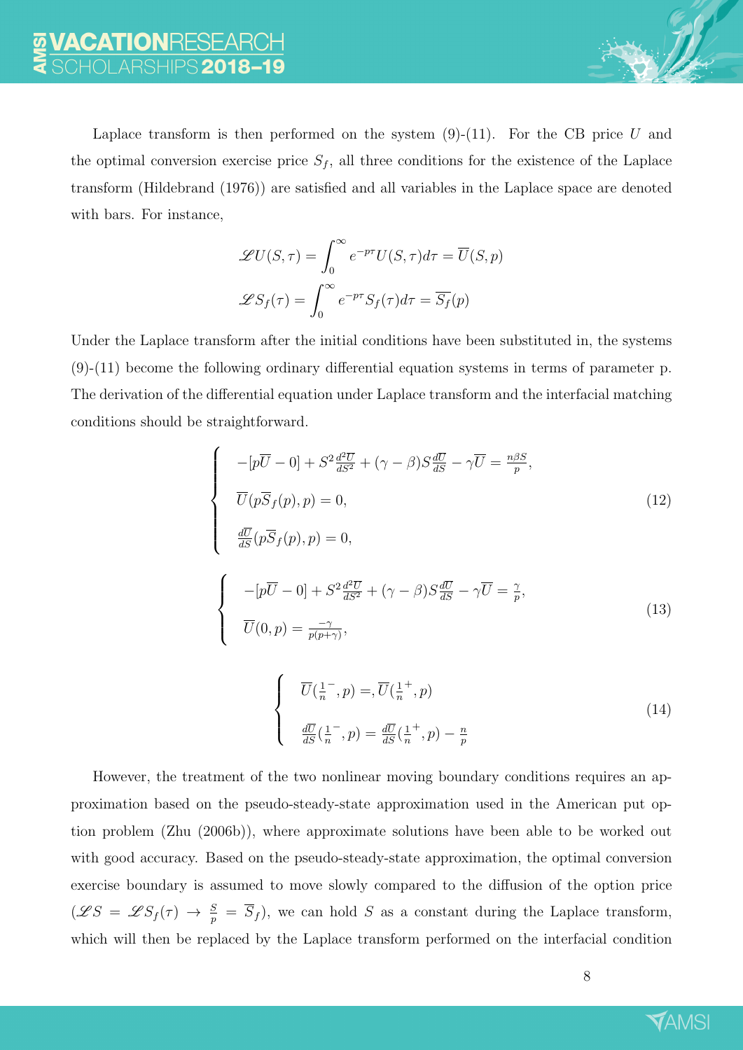Laplace transform is then performed on the system (9)-(11). For the CB price $U$ and the optimal conversion exercise price $S_f$, all three conditions for the existence of the Laplace transform (Hildebrand (1976)) are satisfied and all variables in the Laplace space are denoted with bars. For instance,

$$
\begin{aligned}
\mathscr{L}U(S,\tau) &= \int_0^\infty e^{-p\tau} U(S,\tau) d\tau = \overline{U}(S,p) \\
\mathscr{L}S_f(\tau) &= \int_0^\infty e^{-p\tau} S_f(\tau) d\tau = \overline{S_f}(p)
\end{aligned}
$$

Under the Laplace transform after the initial conditions have been substituted in, the systems (9)-(11) become the following ordinary differential equation systems in terms of parameter p. The derivation of the differential equation under Laplace transform and the interfacial matching conditions should be straightforward.

$$
\begin{cases}
-[p\overline{U} - 0] + S^2 \frac{d^2\overline{U}}{dS^2} + (\gamma - \beta) S \frac{d\overline{U}}{dS} - \gamma \overline{U} = \frac{n\beta S}{p}, \\
\overline{U}(p\overline{S}_f(p), p) = 0, \\
\frac{d\overline{U}}{dS}(p\overline{S}_f(p), p) = 0,
\end{cases}
\tag{12}
$$

$$
\begin{cases}
-[p\overline{U} - 0] + S^2 \frac{d^2\overline{U}}{dS^2} + (\gamma - \beta) S \frac{d\overline{U}}{dS} - \gamma \overline{U} = \frac{\gamma}{p}, \\
\overline{U}(0, p) = \frac{-\gamma}{p(p+\gamma)},
\end{cases}
\tag{13}
$$

$$
\begin{cases}
\overline{U}(\frac{1}{n}^-, p) =, \overline{U}(\frac{1}{n}^+, p) \\
\frac{d\overline{U}}{dS}(\frac{1}{n}^-, p) = \frac{d\overline{U}}{dS}(\frac{1}{n}^+, p) - \frac{n}{p}
\end{cases}
\tag{14}
$$

However, the treatment of the two nonlinear moving boundary conditions requires an approximation based on the pseudo-steady-state approximation used in the American put option problem (Zhu (2006b)), where approximate solutions have been able to be worked out with good accuracy. Based on the pseudo-steady-state approximation, the optimal conversion exercise boundary is assumed to move slowly compared to the diffusion of the option price ($\mathscr{L}S = \mathscr{L}S_f(\tau) \to \frac{S}{p} = \overline{S}_f$), we can hold $S$ as a constant during the Laplace transform, which will then be replaced by the Laplace transform performed on the interfacial condition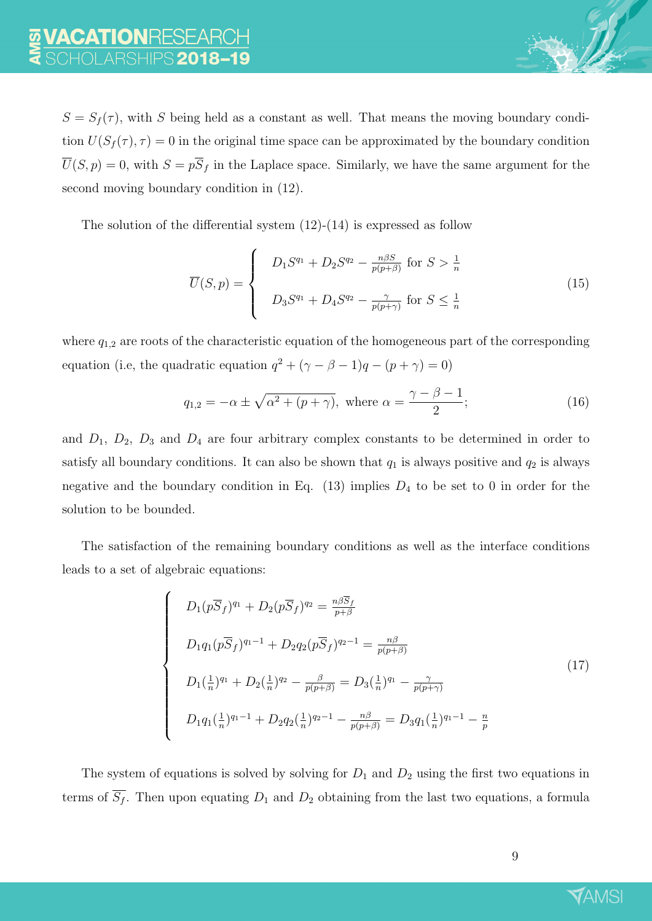$S = S_f(\tau)$, with $S$ being held as a constant as well. That means the moving boundary condition $U(S_f(\tau), \tau) = 0$ in the original time space can be approximated by the boundary condition $\overline{U}(S, p) = 0$, with $S = p\overline{S}_f$ in the Laplace space. Similarly, we have the same argument for the second moving boundary condition in (12).

The solution of the differential system (12)-(14) is expressed as follow

$$\overline{U}(S,p) = \begin{cases} D_1 S^{q_1} + D_2 S^{q_2} - \frac{n\beta S}{p(p+\beta)} \text{ for } S > \frac{1}{n} \\ D_3 S^{q_1} + D_4 S^{q_2} - \frac{\gamma}{p(p+\gamma)} \text{ for } S \leq \frac{1}{n} \end{cases} \tag{15}$$

where $q_{1,2}$ are roots of the characteristic equation of the homogeneous part of the corresponding equation (i.e, the quadratic equation $q^2 + (\gamma - \beta - 1)q - (p + \gamma) = 0$)

$$q_{1,2} = -\alpha \pm \sqrt{\alpha^2 + (p+\gamma)}, \text{ where } \alpha = \frac{\gamma - \beta - 1}{2}; \tag{16}$$

and $D_1$, $D_2$, $D_3$ and $D_4$ are four arbitrary complex constants to be determined in order to satisfy all boundary conditions. It can also be shown that $q_1$ is always positive and $q_2$ is always negative and the boundary condition in Eq. (13) implies $D_4$ to be set to 0 in order for the solution to be bounded.

The satisfaction of the remaining boundary conditions as well as the interface conditions leads to a set of algebraic equations:

$$\begin{cases} D_1 (p\overline{S}_f)^{q_1} + D_2 (p\overline{S}_f)^{q_2} = \frac{n\beta \overline{S}_f}{p+\beta} \\ D_1 q_1 (p\overline{S}_f)^{q_1 - 1} + D_2 q_2 (p\overline{S}_f)^{q_2 - 1} = \frac{n\beta}{p(p+\beta)} \\ D_1 (\frac{1}{n})^{q_1} + D_2 (\frac{1}{n})^{q_2} - \frac{\beta}{p(p+\beta)} = D_3 (\frac{1}{n})^{q_1} - \frac{\gamma}{p(p+\gamma)} \\ D_1 q_1 (\frac{1}{n})^{q_1 - 1} + D_2 q_2 (\frac{1}{n})^{q_2 - 1} - \frac{n\beta}{p(p+\beta)} = D_3 q_1 (\frac{1}{n})^{q_1 - 1} - \frac{n}{p} \end{cases} \tag{17}$$

The system of equations is solved by solving for $D_1$ and $D_2$ using the first two equations in terms of $\overline{S_f}$. Then upon equating $D_1$ and $D_2$ obtaining from the last two equations, a formula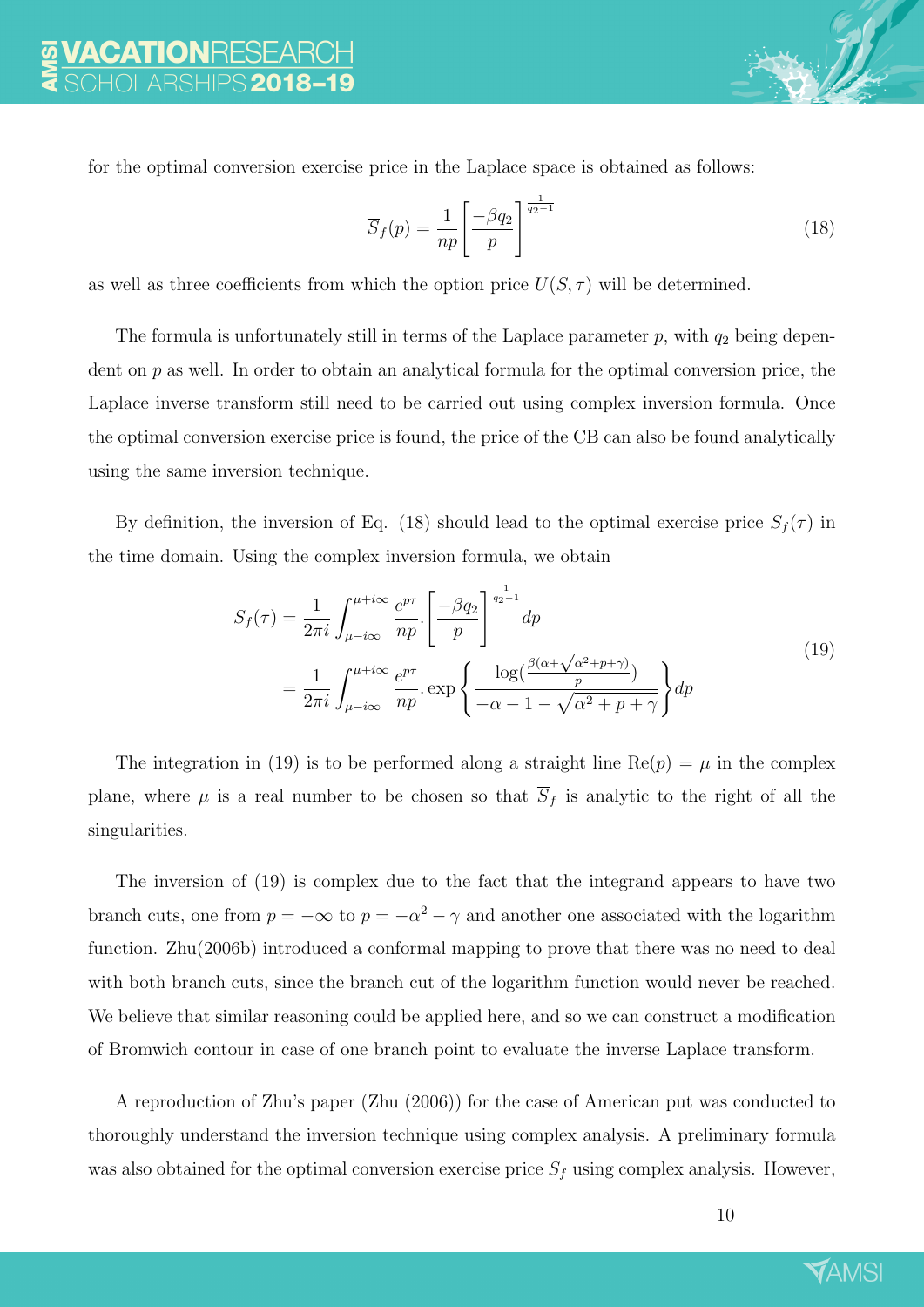for the optimal conversion exercise price in the Laplace space is obtained as follows:

$$\overline{S}_f(p) = \frac{1}{np}\left[\frac{-\beta q_2}{p}\right]^{\frac{1}{q_2-1}} \tag{18}$$

as well as three coefficients from which the option price $U(S,\tau)$ will be determined.

The formula is unfortunately still in terms of the Laplace parameter $p$, with $q_2$ being dependent on $p$ as well. In order to obtain an analytical formula for the optimal conversion price, the Laplace inverse transform still need to be carried out using complex inversion formula. Once the optimal conversion exercise price is found, the price of the CB can also be found analytically using the same inversion technique.

By definition, the inversion of Eq. (18) should lead to the optimal exercise price $S_f(\tau)$ in the time domain. Using the complex inversion formula, we obtain

$$\begin{aligned} S_f(\tau) &= \frac{1}{2\pi i}\int_{\mu-i\infty}^{\mu+i\infty} \frac{e^{p\tau}}{np}.\left[\frac{-\beta q_2}{p}\right]^{\frac{1}{q_2-1}} dp \\ &= \frac{1}{2\pi i}\int_{\mu-i\infty}^{\mu+i\infty} \frac{e^{p\tau}}{np}.\exp\left\{\frac{\log(\frac{\beta(\alpha+\sqrt{\alpha^2+p+\gamma})}{p})}{-\alpha-1-\sqrt{\alpha^2+p+\gamma}}\right\}dp \end{aligned} \tag{19}$$

The integration in (19) is to be performed along a straight line $\mathrm{Re}(p) = \mu$ in the complex plane, where $\mu$ is a real number to be chosen so that $\overline{S}_f$ is analytic to the right of all the singularities.

The inversion of (19) is complex due to the fact that the integrand appears to have two branch cuts, one from $p = -\infty$ to $p = -\alpha^2 - \gamma$ and another one associated with the logarithm function. Zhu(2006b) introduced a conformal mapping to prove that there was no need to deal with both branch cuts, since the branch cut of the logarithm function would never be reached. We believe that similar reasoning could be applied here, and so we can construct a modification of Bromwich contour in case of one branch point to evaluate the inverse Laplace transform.

A reproduction of Zhu's paper (Zhu (2006)) for the case of American put was conducted to thoroughly understand the inversion technique using complex analysis. A preliminary formula was also obtained for the optimal conversion exercise price $S_f$ using complex analysis. However,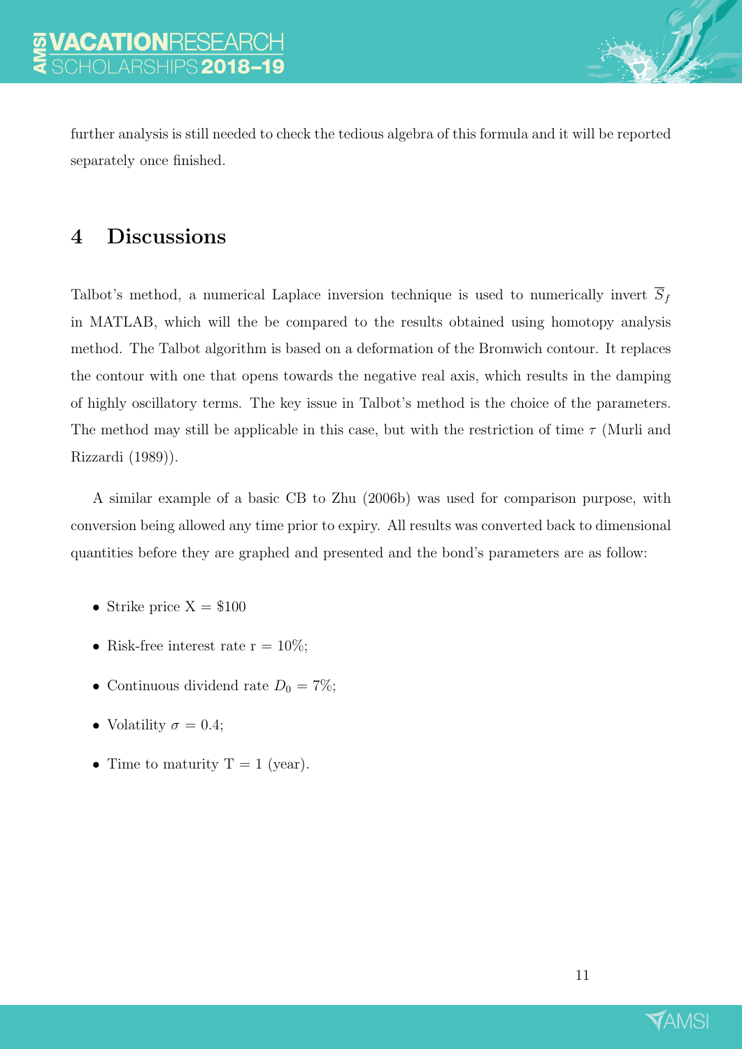further analysis is still needed to check the tedious algebra of this formula and it will be reported separately once finished.

## 4 Discussions

Talbot's method, a numerical Laplace inversion technique is used to numerically invert $\overline{S}_f$ in MATLAB, which will the be compared to the results obtained using homotopy analysis method. The Talbot algorithm is based on a deformation of the Bromwich contour. It replaces the contour with one that opens towards the negative real axis, which results in the damping of highly oscillatory terms. The key issue in Talbot's method is the choice of the parameters. The method may still be applicable in this case, but with the restriction of time $\tau$ (Murli and Rizzardi (1989)).

A similar example of a basic CB to Zhu (2006b) was used for comparison purpose, with conversion being allowed any time prior to expiry. All results was converted back to dimensional quantities before they are graphed and presented and the bond's parameters are as follow:

- Strike price X = \$100
- Risk-free interest rate r = 10%;
- Continuous dividend rate $D_0$ = 7%;
- Volatility $\sigma$ = 0.4;
- Time to maturity T = 1 (year).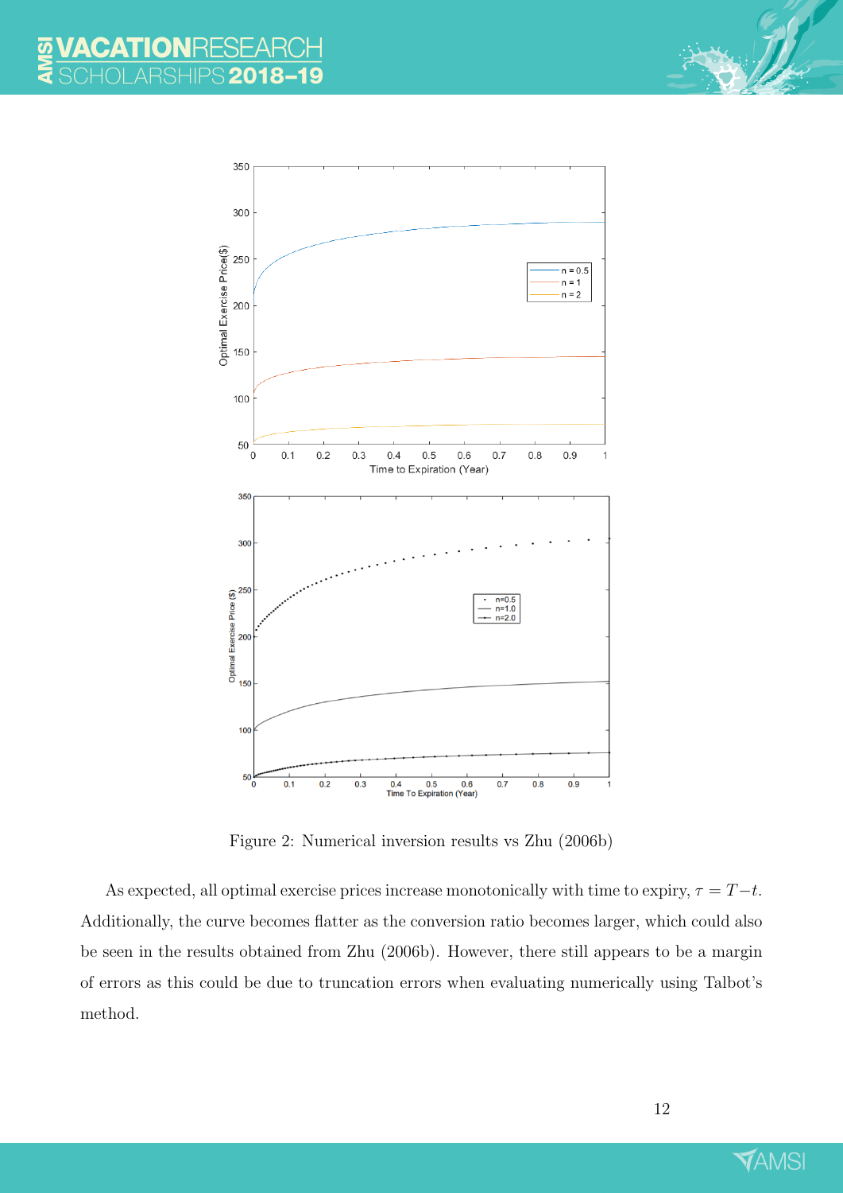Figure 2: Numerical inversion results vs Zhu (2006b)

As expected, all optimal exercise prices increase monotonically with time to expiry, $\tau = T - t$. Additionally, the curve becomes flatter as the conversion ratio becomes larger, which could also be seen in the results obtained from Zhu (2006b). However, there still appears to be a margin of errors as this could be due to truncation errors when evaluating numerically using Talbot's method.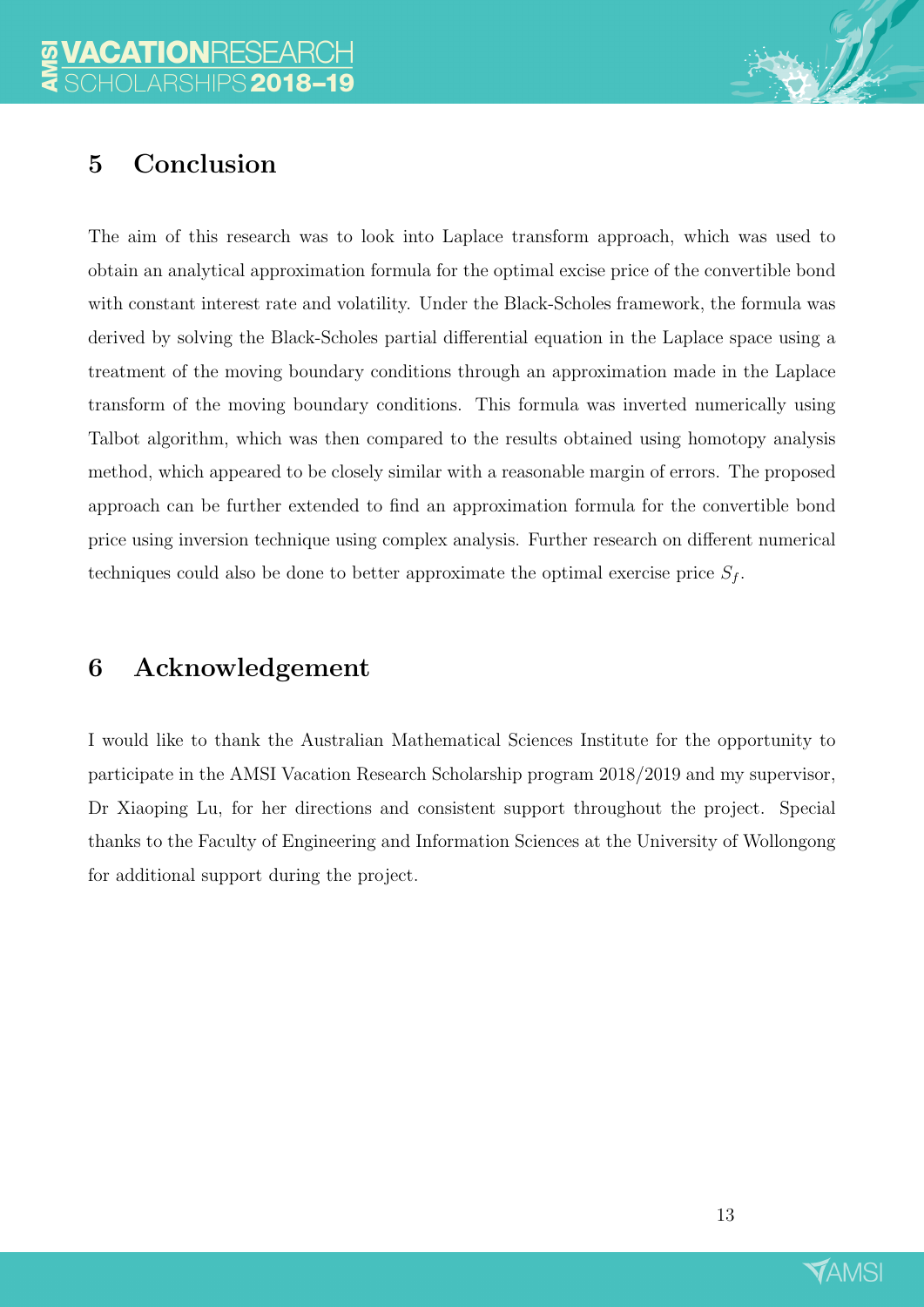## 5 Conclusion

The aim of this research was to look into Laplace transform approach, which was used to obtain an analytical approximation formula for the optimal excise price of the convertible bond with constant interest rate and volatility. Under the Black-Scholes framework, the formula was derived by solving the Black-Scholes partial differential equation in the Laplace space using a treatment of the moving boundary conditions through an approximation made in the Laplace transform of the moving boundary conditions. This formula was inverted numerically using Talbot algorithm, which was then compared to the results obtained using homotopy analysis method, which appeared to be closely similar with a reasonable margin of errors. The proposed approach can be further extended to find an approximation formula for the convertible bond price using inversion technique using complex analysis. Further research on different numerical techniques could also be done to better approximate the optimal exercise price $S_f$.

## 6 Acknowledgement

I would like to thank the Australian Mathematical Sciences Institute for the opportunity to participate in the AMSI Vacation Research Scholarship program 2018/2019 and my supervisor, Dr Xiaoping Lu, for her directions and consistent support throughout the project. Special thanks to the Faculty of Engineering and Information Sciences at the University of Wollongong for additional support during the project.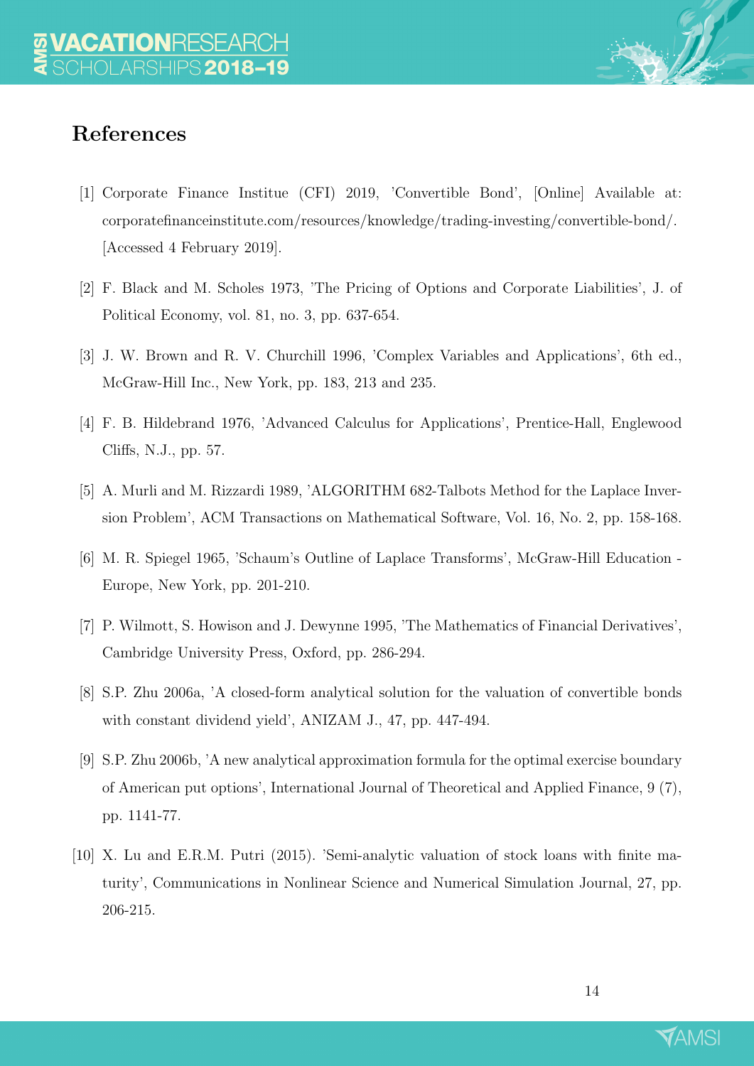## References

[1] Corporate Finance Institue (CFI) 2019, 'Convertible Bond', [Online] Available at: corporatefinanceinstitute.com/resources/knowledge/trading-investing/convertible-bond/. [Accessed 4 February 2019].

[2] F. Black and M. Scholes 1973, 'The Pricing of Options and Corporate Liabilities', J. of Political Economy, vol. 81, no. 3, pp. 637-654.

[3] J. W. Brown and R. V. Churchill 1996, 'Complex Variables and Applications', 6th ed., McGraw-Hill Inc., New York, pp. 183, 213 and 235.

[4] F. B. Hildebrand 1976, 'Advanced Calculus for Applications', Prentice-Hall, Englewood Cliffs, N.J., pp. 57.

[5] A. Murli and M. Rizzardi 1989, 'ALGORITHM 682-Talbots Method for the Laplace Inversion Problem', ACM Transactions on Mathematical Software, Vol. 16, No. 2, pp. 158-168.

[6] M. R. Spiegel 1965, 'Schaum's Outline of Laplace Transforms', McGraw-Hill Education - Europe, New York, pp. 201-210.

[7] P. Wilmott, S. Howison and J. Dewynne 1995, 'The Mathematics of Financial Derivatives', Cambridge University Press, Oxford, pp. 286-294.

[8] S.P. Zhu 2006a, 'A closed-form analytical solution for the valuation of convertible bonds with constant dividend yield', ANIZAM J., 47, pp. 447-494.

[9] S.P. Zhu 2006b, 'A new analytical approximation formula for the optimal exercise boundary of American put options', International Journal of Theoretical and Applied Finance, 9 (7), pp. 1141-77.

[10] X. Lu and E.R.M. Putri (2015). 'Semi-analytic valuation of stock loans with finite maturity', Communications in Nonlinear Science and Numerical Simulation Journal, 27, pp. 206-215.